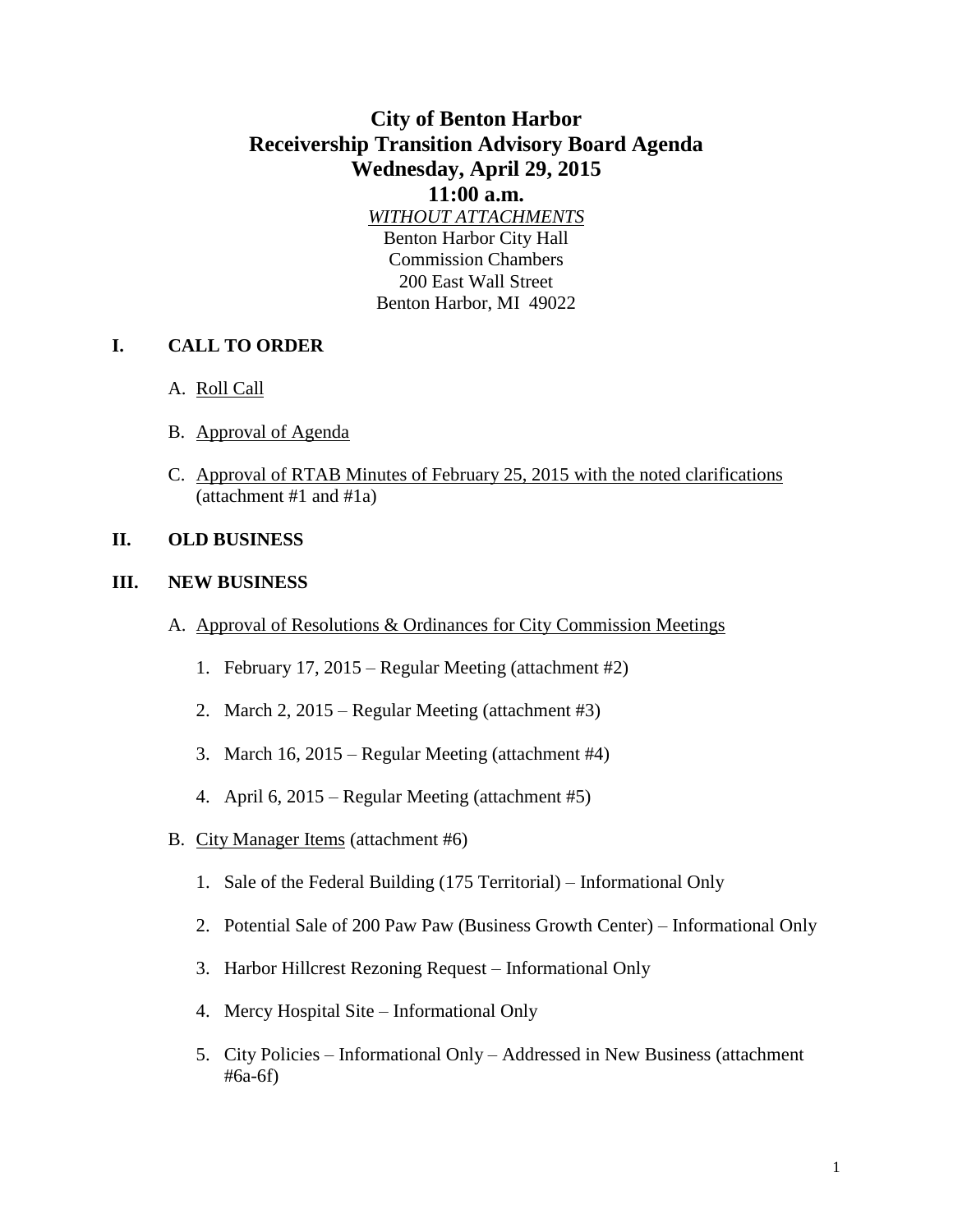# City of Benton Harbor
# Receivership Transition Advisory Board Agenda
# Wednesday, April 29, 2015
# 11:00 a.m.

*WITHOUT ATTACHMENTS*

Benton Harbor City Hall
Commission Chambers
200 East Wall Street
Benton Harbor, MI 49022

## I. CALL TO ORDER

A. Roll Call

B. Approval of Agenda

C. Approval of RTAB Minutes of February 25, 2015 with the noted clarifications (attachment #1 and #1a)

## II. OLD BUSINESS

## III. NEW BUSINESS

A. Approval of Resolutions & Ordinances for City Commission Meetings

1. February 17, 2015 – Regular Meeting (attachment #2)
2. March 2, 2015 – Regular Meeting (attachment #3)
3. March 16, 2015 – Regular Meeting (attachment #4)
4. April 6, 2015 – Regular Meeting (attachment #5)

B. City Manager Items (attachment #6)

1. Sale of the Federal Building (175 Territorial) – Informational Only
2. Potential Sale of 200 Paw Paw (Business Growth Center) – Informational Only
3. Harbor Hillcrest Rezoning Request – Informational Only
4. Mercy Hospital Site – Informational Only
5. City Policies – Informational Only – Addressed in New Business (attachment #6a-6f)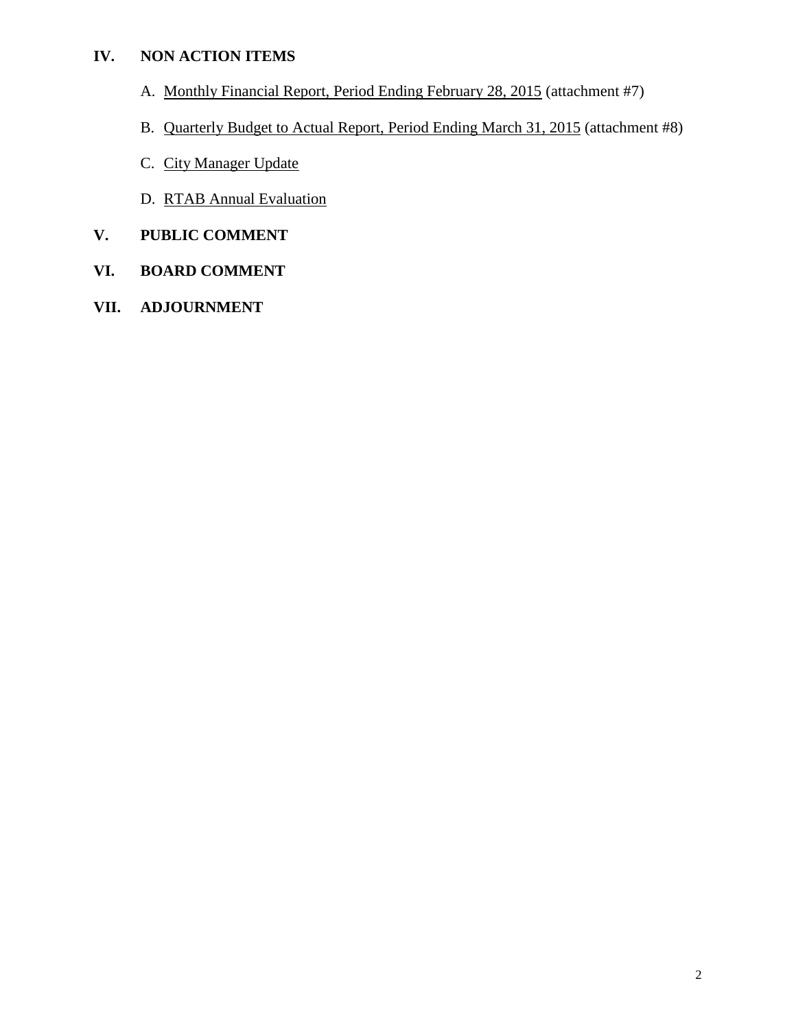## IV. NON ACTION ITEMS

A. Monthly Financial Report, Period Ending February 28, 2015 (attachment #7)

B. Quarterly Budget to Actual Report, Period Ending March 31, 2015 (attachment #8)

C. City Manager Update

D. RTAB Annual Evaluation

## V. PUBLIC COMMENT

## VI. BOARD COMMENT

## VII. ADJOURNMENT